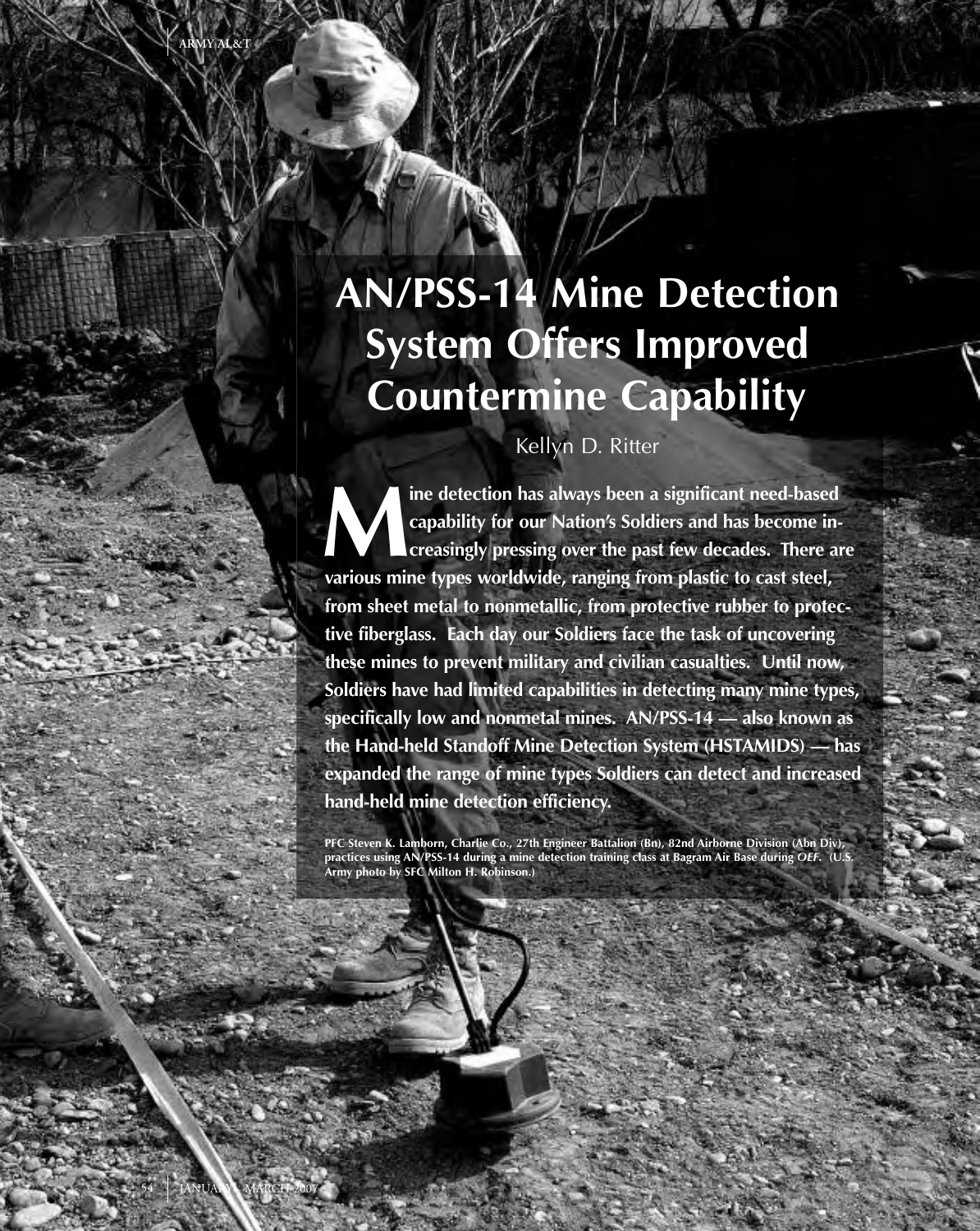# AN/PSS-14 Mine Detection System Offers Improved Countermine Capability

Kellyn D. Ritter

**Mine detection has always been a significant need-based capability for our Nation's Soldiers and has become increasingly pressing over the past few decades. There are various mine types worldwide, ranging from plastic to cast steel, from sheet metal to nonmetallic, from protective rubber to protective fiberglass. Each day our Soldiers face the task of uncovering these mines to prevent military and civilian casualties. Until now, Soldiers have had limited capabilities in detecting many mine types, specifically low and nonmetal mines. AN/PSS-14 — also known as the Hand-held Standoff Mine Detection System (HSTAMIDS) — has expanded the range of mine types Soldiers can detect and increased hand-held mine detection efficiency.**

**PFC Steven K. Lamborn, Charlie Co., 27th Engineer Battalion (Bn), 82nd Airborne Division (Abn Div), practices using AN/PSS-14 during a mine detection training class at Bagram Air Base during *OEF*. (U.S. Army photo by SFC Milton H. Robinson.)**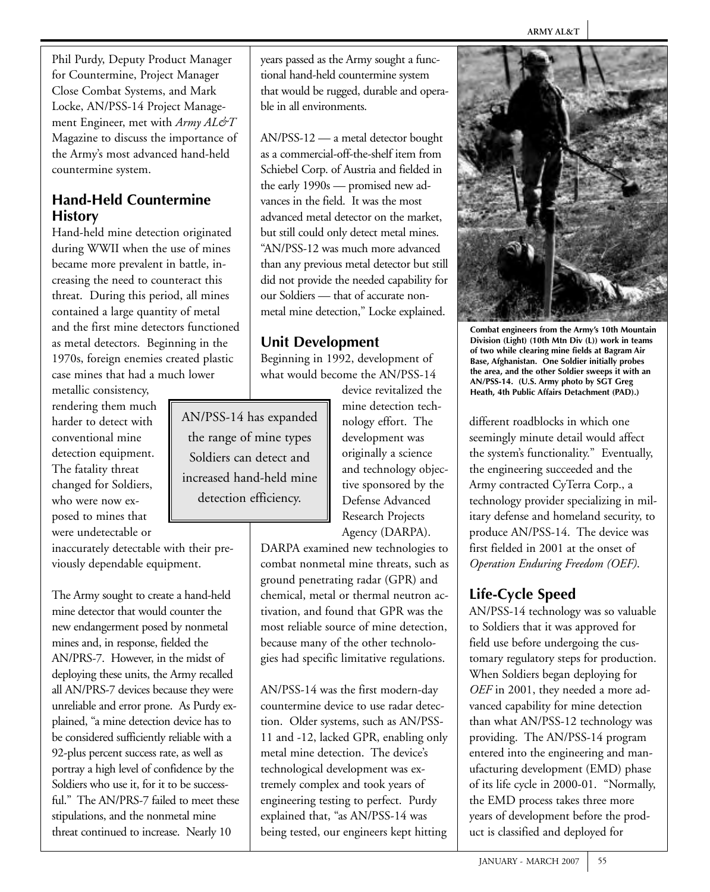Phil Purdy, Deputy Product Manager for Countermine, Project Manager Close Combat Systems, and Mark Locke, AN/PSS-14 Project Management Engineer, met with *Army AL&T* Magazine to discuss the importance of the Army's most advanced hand-held countermine system.

## Hand-Held Countermine History

Hand-held mine detection originated during WWII when the use of mines became more prevalent in battle, increasing the need to counteract this threat. During this period, all mines contained a large quantity of metal and the first mine detectors functioned as metal detectors. Beginning in the 1970s, foreign enemies created plastic case mines that had a much lower metallic consistency, rendering them much harder to detect with conventional mine detection equipment. The fatality threat changed for Soldiers, who were now exposed to mines that were undetectable or inaccurately detectable with their previously dependable equipment.

The Army sought to create a hand-held mine detector that would counter the new endangerment posed by nonmetal mines and, in response, fielded the AN/PRS-7. However, in the midst of deploying these units, the Army recalled all AN/PRS-7 devices because they were unreliable and error prone. As Purdy explained, "a mine detection device has to be considered sufficiently reliable with a 92-plus percent success rate, as well as portray a high level of confidence by the Soldiers who use it, for it to be successful." The AN/PRS-7 failed to meet these stipulations, and the nonmetal mine threat continued to increase. Nearly 10 years passed as the Army sought a functional hand-held countermine system that would be rugged, durable and operable in all environments.

AN/PSS-12 — a metal detector bought as a commercial-off-the-shelf item from Schiebel Corp. of Austria and fielded in the early 1990s — promised new advances in the field. It was the most advanced metal detector on the market, but still could only detect metal mines. "AN/PSS-12 was much more advanced than any previous metal detector but still did not provide the needed capability for our Soldiers — that of accurate nonmetal mine detection," Locke explained.

## Unit Development

Beginning in 1992, development of what would become the AN/PSS-14 device revitalized the mine detection technology effort. The development was originally a science and technology objective sponsored by the Defense Advanced Research Projects Agency (DARPA). DARPA examined new technologies to combat nonmetal mine threats, such as ground penetrating radar (GPR) and chemical, metal or thermal neutron activation, and found that GPR was the most reliable source of mine detection, because many of the other technologies had specific limitative regulations.

> AN/PSS-14 has expanded the range of mine types Soldiers can detect and increased hand-held mine detection efficiency.

AN/PSS-14 was the first modern-day countermine device to use radar detection. Older systems, such as AN/PSS-11 and -12, lacked GPR, enabling only metal mine detection. The device's technological development was extremely complex and took years of engineering testing to perfect. Purdy explained that, "as AN/PSS-14 was being tested, our engineers kept hitting different roadblocks in which one seemingly minute detail would affect the system's functionality." Eventually, the engineering succeeded and the Army contracted CyTerra Corp., a technology provider specializing in military defense and homeland security, to produce AN/PSS-14. The device was first fielded in 2001 at the onset of *Operation Enduring Freedom (OEF)*.

**Combat engineers from the Army's 10th Mountain Division (Light) (10th Mtn Div (L)) work in teams of two while clearing mine fields at Bagram Air Base, Afghanistan. One Soldier initially probes the area, and the other Soldier sweeps it with an AN/PSS-14. (U.S. Army photo by SGT Greg Heath, 4th Public Affairs Detachment (PAD).)**

## Life-Cycle Speed

AN/PSS-14 technology was so valuable to Soldiers that it was approved for field use before undergoing the customary regulatory steps for production. When Soldiers began deploying for *OEF* in 2001, they needed a more advanced capability for mine detection than what AN/PSS-12 technology was providing. The AN/PSS-14 program entered into the engineering and manufacturing development (EMD) phase of its life cycle in 2000-01. "Normally, the EMD process takes three more years of development before the product is classified and deployed for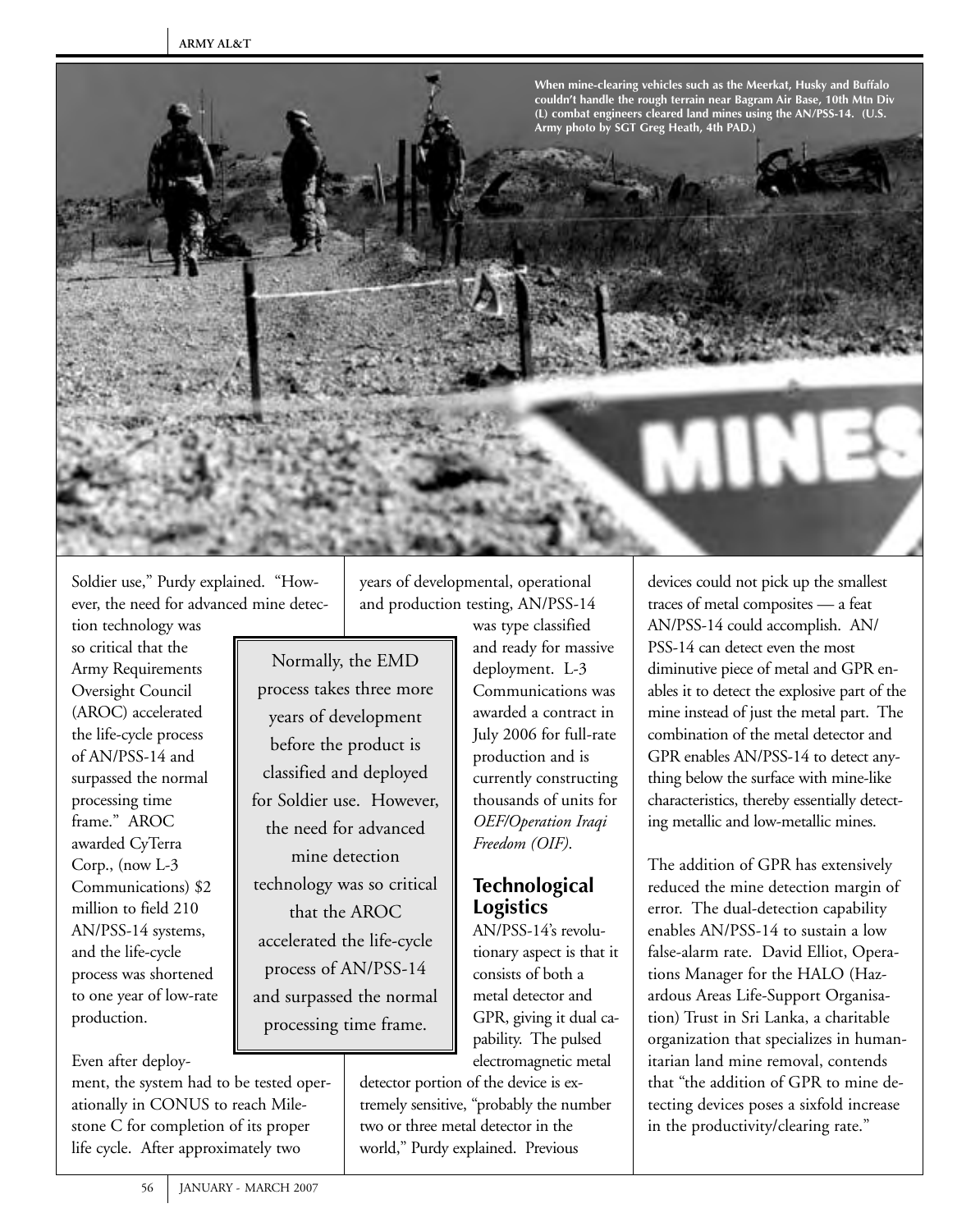When mine-clearing vehicles such as the Meerkat, Husky and Buffalo couldn't handle the rough terrain near Bagram Air Base, 10th Mtn Div (L) combat engineers cleared land mines using the AN/PSS-14. (U.S. Army photo by SGT Greg Heath, 4th PAD.)

Soldier use," Purdy explained. "However, the need for advanced mine detection technology was so critical that the Army Requirements Oversight Council (AROC) accelerated the life-cycle process of AN/PSS-14 and surpassed the normal processing time frame." AROC awarded CyTerra Corp., (now L-3 Communications) $2 million to field 210 AN/PSS-14 systems, and the life-cycle process was shortened to one year of low-rate production.

> Normally, the EMD process takes three more years of development before the product is classified and deployed for Soldier use. However, the need for advanced mine detection technology was so critical that the AROC accelerated the life-cycle process of AN/PSS-14 and surpassed the normal processing time frame.

Even after deployment, the system had to be tested operationally in CONUS to reach Milestone C for completion of its proper life cycle. After approximately two years of developmental, operational and production testing, AN/PSS-14 was type classified and ready for massive deployment. L-3 Communications was awarded a contract in July 2006 for full-rate production and is currently constructing thousands of units for *OEF/Operation Iraqi Freedom (OIF)*.

## Technological Logistics

AN/PSS-14's revolutionary aspect is that it consists of both a metal detector and GPR, giving it dual capability. The pulsed electromagnetic metal detector portion of the device is extremely sensitive, "probably the number two or three metal detector in the world," Purdy explained. Previous devices could not pick up the smallest traces of metal composites — a feat AN/PSS-14 could accomplish. AN/PSS-14 can detect even the most diminutive piece of metal and GPR enables it to detect the explosive part of the mine instead of just the metal part. The combination of the metal detector and GPR enables AN/PSS-14 to detect anything below the surface with mine-like characteristics, thereby essentially detecting metallic and low-metallic mines.

The addition of GPR has extensively reduced the mine detection margin of error. The dual-detection capability enables AN/PSS-14 to sustain a low false-alarm rate. David Elliot, Operations Manager for the HALO (Hazardous Areas Life-Support Organisation) Trust in Sri Lanka, a charitable organization that specializes in humanitarian land mine removal, contends that "the addition of GPR to mine detecting devices poses a sixfold increase in the productivity/clearing rate."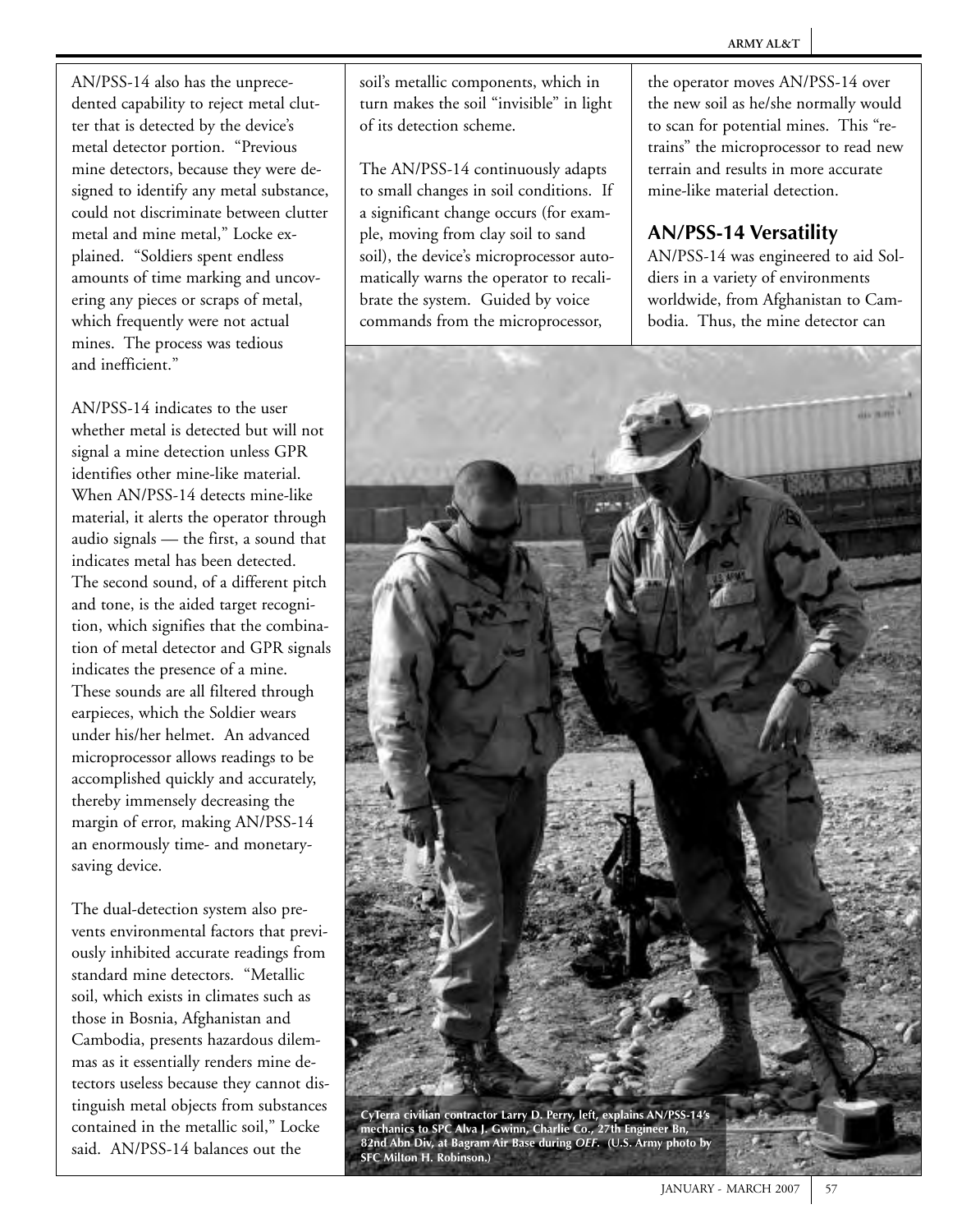AN/PSS-14 also has the unprecedented capability to reject metal clutter that is detected by the device's metal detector portion. "Previous mine detectors, because they were designed to identify any metal substance, could not discriminate between clutter metal and mine metal," Locke explained. "Soldiers spent endless amounts of time marking and uncovering any pieces or scraps of metal, which frequently were not actual mines. The process was tedious and inefficient."

AN/PSS-14 indicates to the user whether metal is detected but will not signal a mine detection unless GPR identifies other mine-like material. When AN/PSS-14 detects mine-like material, it alerts the operator through audio signals — the first, a sound that indicates metal has been detected. The second sound, of a different pitch and tone, is the aided target recognition, which signifies that the combination of metal detector and GPR signals indicates the presence of a mine. These sounds are all filtered through earpieces, which the Soldier wears under his/her helmet. An advanced microprocessor allows readings to be accomplished quickly and accurately, thereby immensely decreasing the margin of error, making AN/PSS-14 an enormously time- and monetary-saving device.

The dual-detection system also prevents environmental factors that previously inhibited accurate readings from standard mine detectors. "Metallic soil, which exists in climates such as those in Bosnia, Afghanistan and Cambodia, presents hazardous dilemmas as it essentially renders mine detectors useless because they cannot distinguish metal objects from substances contained in the metallic soil," Locke said. AN/PSS-14 balances out the soil's metallic components, which in turn makes the soil "invisible" in light of its detection scheme.

The AN/PSS-14 continuously adapts to small changes in soil conditions. If a significant change occurs (for example, moving from clay soil to sand soil), the device's microprocessor automatically warns the operator to recalibrate the system. Guided by voice commands from the microprocessor, the operator moves AN/PSS-14 over the new soil as he/she normally would to scan for potential mines. This "retrains" the microprocessor to read new terrain and results in more accurate mine-like material detection.

## AN/PSS-14 Versatility

AN/PSS-14 was engineered to aid Soldiers in a variety of environments worldwide, from Afghanistan to Cambodia. Thus, the mine detector can

**CyTerra civilian contractor Larry D. Perry, left, explains AN/PSS-14's mechanics to SPC Alva J. Gwinn, Charlie Co., 27th Engineer Bn, 82nd Abn Div, at Bagram Air Base during *OEF*. (U.S. Army photo by SFC Milton H. Robinson.)**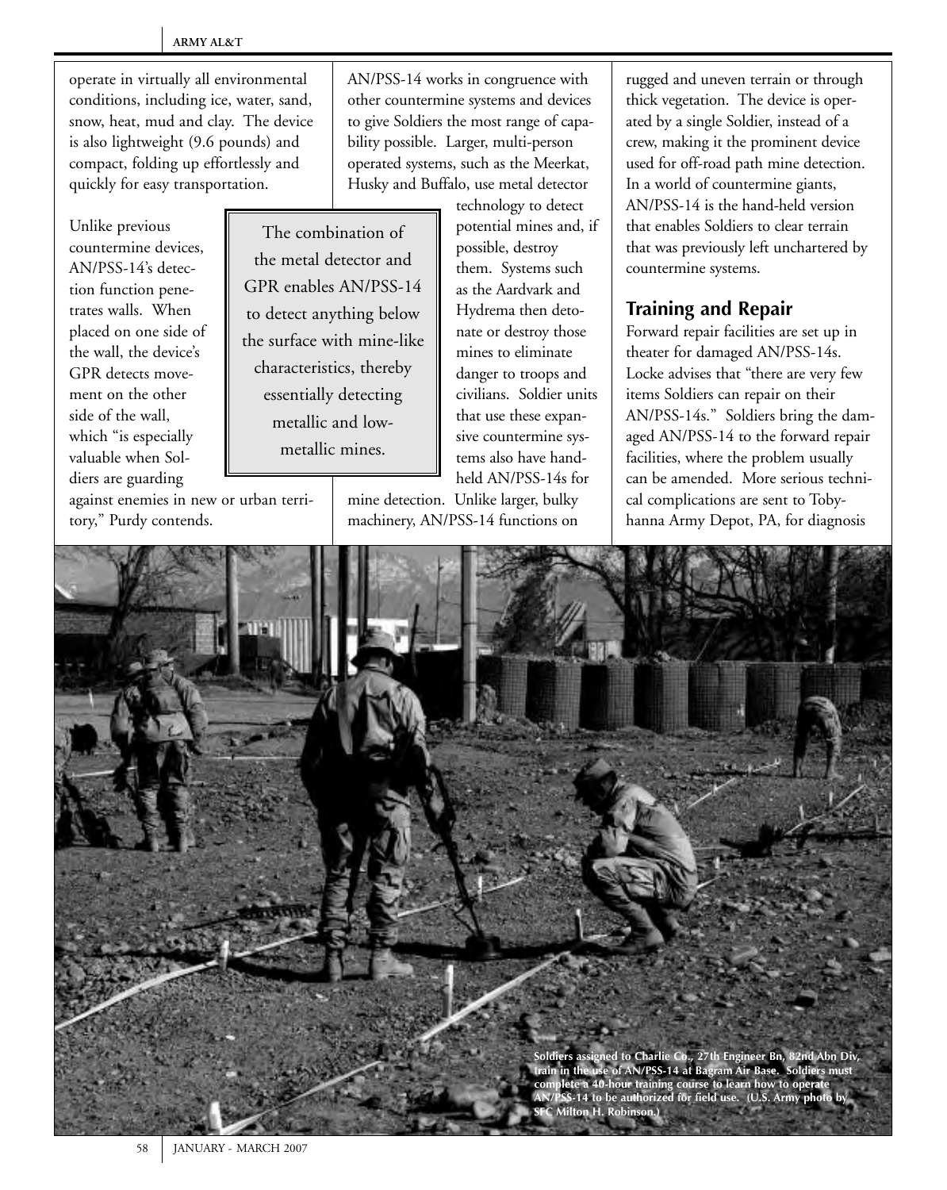operate in virtually all environmental conditions, including ice, water, sand, snow, heat, mud and clay. The device is also lightweight (9.6 pounds) and compact, folding up effortlessly and quickly for easy transportation.

Unlike previous countermine devices, AN/PSS-14's detection function penetrates walls. When placed on one side of the wall, the device's GPR detects movement on the other side of the wall, which "is especially valuable when Soldiers are guarding against enemies in new or urban territory," Purdy contends.

> The combination of the metal detector and GPR enables AN/PSS-14 to detect anything below the surface with mine-like characteristics, thereby essentially detecting metallic and low-metallic mines.

AN/PSS-14 works in congruence with other countermine systems and devices to give Soldiers the most range of capability possible. Larger, multi-person operated systems, such as the Meerkat, Husky and Buffalo, use metal detector technology to detect potential mines and, if possible, destroy them. Systems such as the Aardvark and Hydrema then detonate or destroy those mines to eliminate danger to troops and civilians. Soldier units that use these expansive countermine systems also have hand-held AN/PSS-14s for mine detection. Unlike larger, bulky machinery, AN/PSS-14 functions on rugged and uneven terrain or through thick vegetation. The device is operated by a single Soldier, instead of a crew, making it the prominent device used for off-road path mine detection. In a world of countermine giants, AN/PSS-14 is the hand-held version that enables Soldiers to clear terrain that was previously left unchartered by countermine systems.

## Training and Repair

Forward repair facilities are set up in theater for damaged AN/PSS-14s. Locke advises that "there are very few items Soldiers can repair on their AN/PSS-14s." Soldiers bring the damaged AN/PSS-14 to the forward repair facilities, where the problem usually can be amended. More serious technical complications are sent to Tobyhanna Army Depot, PA, for diagnosis

**Soldiers assigned to Charlie Co., 27th Engineer Bn, 82nd Abn Div, train in the use of AN/PSS-14 at Bagram Air Base. Soldiers must complete a 40-hour training course to learn how to operate AN/PSS-14 to be authorized for field use. (U.S. Army photo by SFC Milton H. Robinson.)**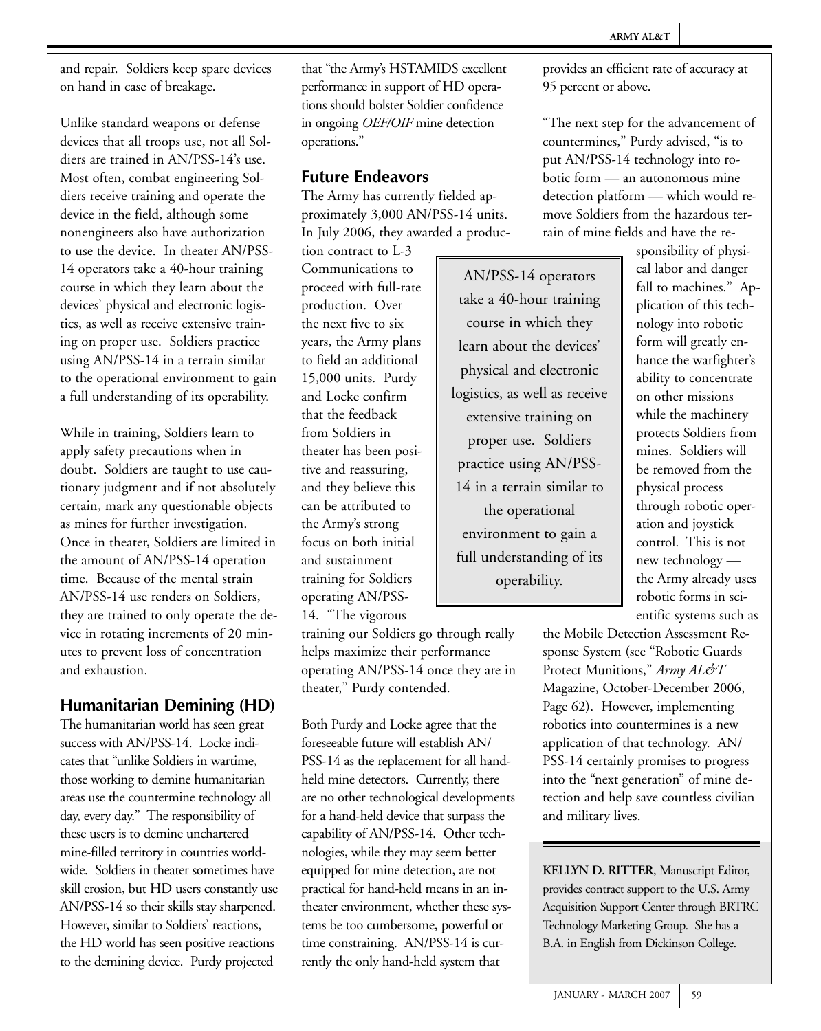and repair. Soldiers keep spare devices on hand in case of breakage.

Unlike standard weapons or defense devices that all troops use, not all Soldiers are trained in AN/PSS-14's use. Most often, combat engineering Soldiers receive training and operate the device in the field, although some nonengineers also have authorization to use the device. In theater AN/PSS-14 operators take a 40-hour training course in which they learn about the devices' physical and electronic logistics, as well as receive extensive training on proper use. Soldiers practice using AN/PSS-14 in a terrain similar to the operational environment to gain a full understanding of its operability.

While in training, Soldiers learn to apply safety precautions when in doubt. Soldiers are taught to use cautionary judgment and if not absolutely certain, mark any questionable objects as mines for further investigation. Once in theater, Soldiers are limited in the amount of AN/PSS-14 operation time. Because of the mental strain AN/PSS-14 use renders on Soldiers, they are trained to only operate the device in rotating increments of 20 minutes to prevent loss of concentration and exhaustion.

## Humanitarian Demining (HD)

The humanitarian world has seen great success with AN/PSS-14. Locke indicates that "unlike Soldiers in wartime, those working to demine humanitarian areas use the countermine technology all day, every day." The responsibility of these users is to demine unchartered mine-filled territory in countries worldwide. Soldiers in theater sometimes have skill erosion, but HD users constantly use AN/PSS-14 so their skills stay sharpened. However, similar to Soldiers' reactions, the HD world has seen positive reactions to the demining device. Purdy projected that "the Army's HSTAMIDS excellent performance in support of HD operations should bolster Soldier confidence in ongoing *OEF/OIF* mine detection operations."

## Future Endeavors

The Army has currently fielded approximately 3,000 AN/PSS-14 units. In July 2006, they awarded a production contract to L-3 Communications to proceed with full-rate production. Over the next five to six years, the Army plans to field an additional 15,000 units. Purdy and Locke confirm that the feedback from Soldiers in theater has been positive and reassuring, and they believe this can be attributed to the Army's strong focus on both initial and sustainment training for Soldiers operating AN/PSS-14. "The vigorous training our Soldiers go through really helps maximize their performance operating AN/PSS-14 once they are in theater," Purdy contended.

> AN/PSS-14 operators take a 40-hour training course in which they learn about the devices' physical and electronic logistics, as well as receive extensive training on proper use. Soldiers practice using AN/PSS-14 in a terrain similar to the operational environment to gain a full understanding of its operability.

Both Purdy and Locke agree that the foreseeable future will establish AN/PSS-14 as the replacement for all hand-held mine detectors. Currently, there are no other technological developments for a hand-held device that surpass the capability of AN/PSS-14. Other technologies, while they may seem better equipped for mine detection, are not practical for hand-held means in an in-theater environment, whether these systems be too cumbersome, powerful or time constraining. AN/PSS-14 is currently the only hand-held system that provides an efficient rate of accuracy at 95 percent or above.

"The next step for the advancement of countermines," Purdy advised, "is to put AN/PSS-14 technology into robotic form — an autonomous mine detection platform — which would remove Soldiers from the hazardous terrain of mine fields and have the responsibility of physical labor and danger fall to machines." Application of this technology into robotic form will greatly enhance the warfighter's ability to concentrate on other missions while the machinery protects Soldiers from mines. Soldiers will be removed from the physical process through robotic operation and joystick control. This is not new technology — the Army already uses robotic forms in scientific systems such as the Mobile Detection Assessment Response System (see "Robotic Guards Protect Munitions," *Army AL&T* Magazine, October-December 2006, Page 62). However, implementing robotics into countermines is a new application of that technology. AN/PSS-14 certainly promises to progress into the "next generation" of mine detection and help save countless civilian and military lives.

---

**KELLYN D. RITTER**, Manuscript Editor, provides contract support to the U.S. Army Acquisition Support Center through BRTRC Technology Marketing Group. She has a B.A. in English from Dickinson College.